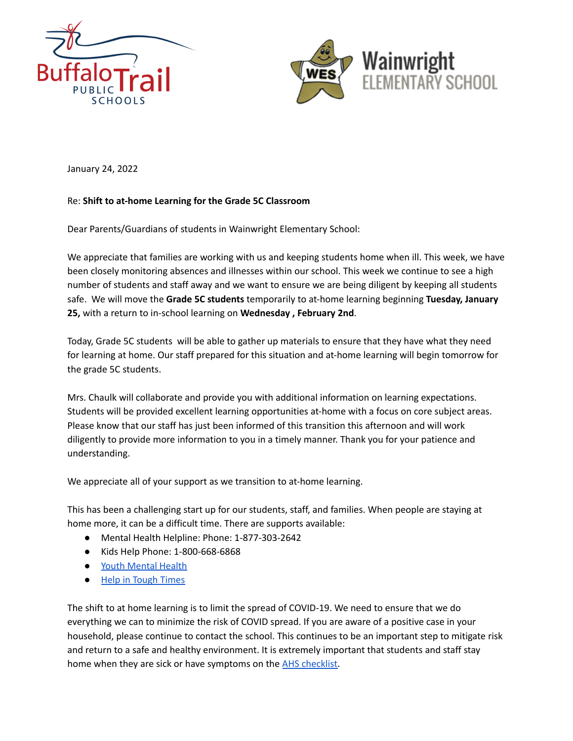January 24, 2022

Re: **Shift to at-home Learning for the Grade 5C Classroom**

Dear Parents/Guardians of students in Wainwright Elementary School:

We appreciate that families are working with us and keeping students home when ill. This week, we have been closely monitoring absences and illnesses within our school. This week we continue to see a high number of students and staff away and we want to ensure we are being diligent by keeping all students safe. We will move the **Grade 5C students** temporarily to at-home learning beginning **Tuesday, January 25,** with a return to in-school learning on **Wednesday , February 2nd**.

Today, Grade 5C students will be able to gather up materials to ensure that they have what they need for learning at home. Our staff prepared for this situation and at-home learning will begin tomorrow for the grade 5C students.

Mrs. Chaulk will collaborate and provide you with additional information on learning expectations. Students will be provided excellent learning opportunities at-home with a focus on core subject areas. Please know that our staff has just been informed of this transition this afternoon and will work diligently to provide more information to you in a timely manner. Thank you for your patience and understanding.

We appreciate all of your support as we transition to at-home learning.

This has been a challenging start up for our students, staff, and families. When people are staying at home more, it can be a difficult time. There are supports available:

- Mental Health Helpline: Phone: 1-877-303-2642
- Kids Help Phone: 1-800-668-6868
- Youth Mental Health
- Help in Tough Times

The shift to at home learning is to limit the spread of COVID-19. We need to ensure that we do everything we can to minimize the risk of COVID spread. If you are aware of a positive case in your household, please continue to contact the school. This continues to be an important step to mitigate risk and return to a safe and healthy environment. It is extremely important that students and staff stay home when they are sick or have symptoms on the AHS checklist.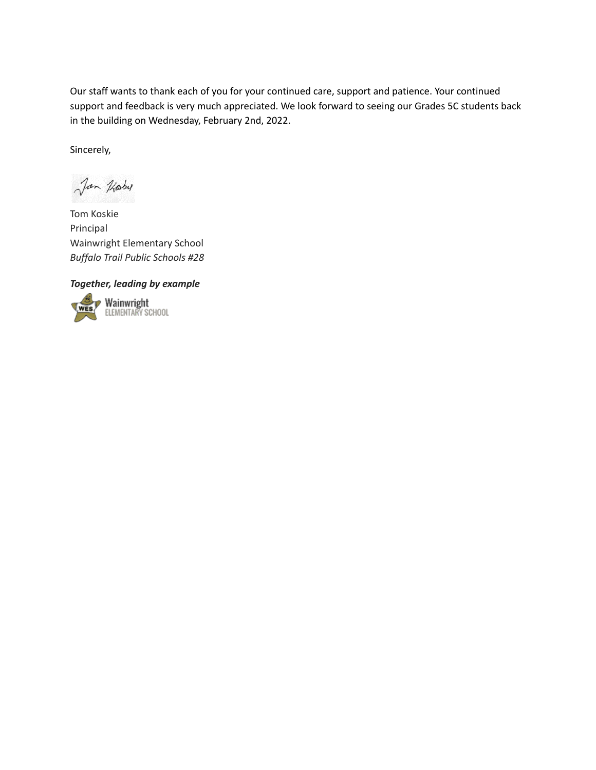Our staff wants to thank each of you for your continued care, support and patience. Your continued support and feedback is very much appreciated. We look forward to seeing our Grades 5C students back in the building on Wednesday, February 2nd, 2022.

Sincerely,

Tom Koskie
Principal
Wainwright Elementary School
*Buffalo Trail Public Schools #28*

***Together, leading by example***

Wainwright
ELEMENTARY SCHOOL